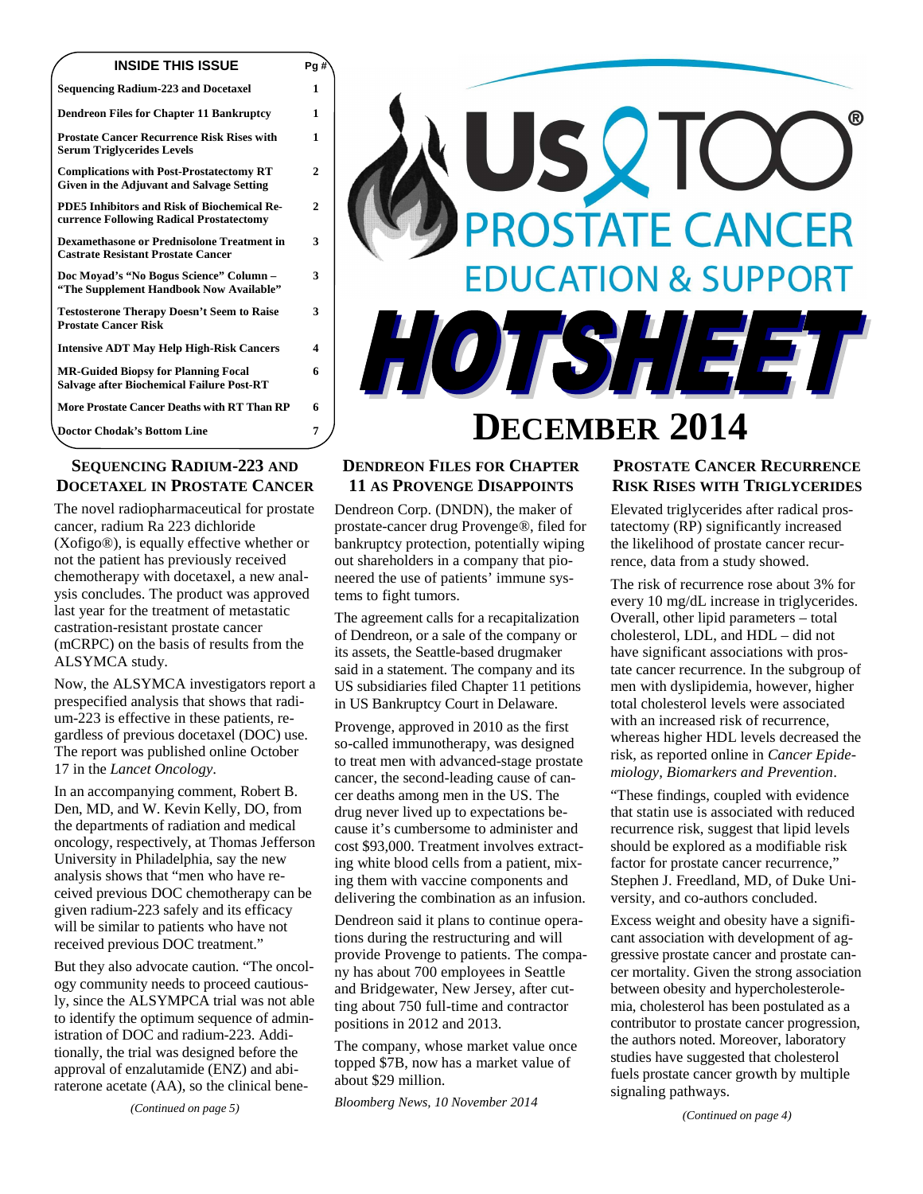# Us TOO® PROSTATE CANCER EDUCATION & SUPPORT

# HOTSHEET

# DECEMBER 2014

| INSIDE THIS ISSUE | Pg # |
|---|---|
| Sequencing Radium-223 and Docetaxel | 1 |
| Dendreon Files for Chapter 11 Bankruptcy | 1 |
| Prostate Cancer Recurrence Risk Rises with Serum Triglycerides Levels | 1 |
| Complications with Post-Prostatectomy RT Given in the Adjuvant and Salvage Setting | 2 |
| PDE5 Inhibitors and Risk of Biochemical Recurrence Following Radical Prostatectomy | 2 |
| Dexamethasone or Prednisolone Treatment in Castrate Resistant Prostate Cancer | 3 |
| Doc Moyad's "No Bogus Science" Column – "The Supplement Handbook Now Available" | 3 |
| Testosterone Therapy Doesn't Seem to Raise Prostate Cancer Risk | 3 |
| Intensive ADT May Help High-Risk Cancers | 4 |
| MR-Guided Biopsy for Planning Focal Salvage after Biochemical Failure Post-RT | 6 |
| More Prostate Cancer Deaths with RT Than RP | 6 |
| Doctor Chodak's Bottom Line | 7 |

## SEQUENCING RADIUM-223 AND DOCETAXEL IN PROSTATE CANCER

The novel radiopharmaceutical for prostate cancer, radium Ra 223 dichloride (Xofigo®), is equally effective whether or not the patient has previously received chemotherapy with docetaxel, a new analysis concludes. The product was approved last year for the treatment of metastatic castration-resistant prostate cancer (mCRPC) on the basis of results from the ALSYMCA study.

Now, the ALSYMCA investigators report a prespecified analysis that shows that radium-223 is effective in these patients, regardless of previous docetaxel (DOC) use. The report was published online October 17 in the *Lancet Oncology*.

In an accompanying comment, Robert B. Den, MD, and W. Kevin Kelly, DO, from the departments of radiation and medical oncology, respectively, at Thomas Jefferson University in Philadelphia, say the new analysis shows that "men who have received previous DOC chemotherapy can be given radium-223 safely and its efficacy will be similar to patients who have not received previous DOC treatment."

But they also advocate caution. "The oncology community needs to proceed cautiously, since the ALSYMPCA trial was not able to identify the optimum sequence of administration of DOC and radium-223. Additionally, the trial was designed before the approval of enzalutamide (ENZ) and abiraterone acetate (AA), so the clinical bene-

*(Continued on page 5)*

## DENDREON FILES FOR CHAPTER 11 AS PROVENGE DISAPPOINTS

Dendreon Corp. (DNDN), the maker of prostate-cancer drug Provenge®, filed for bankruptcy protection, potentially wiping out shareholders in a company that pioneered the use of patients' immune systems to fight tumors.

The agreement calls for a recapitalization of Dendreon, or a sale of the company or its assets, the Seattle-based drugmaker said in a statement. The company and its US subsidiaries filed Chapter 11 petitions in US Bankruptcy Court in Delaware.

Provenge, approved in 2010 as the first so-called immunotherapy, was designed to treat men with advanced-stage prostate cancer, the second-leading cause of cancer deaths among men in the US. The drug never lived up to expectations because it's cumbersome to administer and cost $93,000. Treatment involves extracting white blood cells from a patient, mixing them with vaccine components and delivering the combination as an infusion.

Dendreon said it plans to continue operations during the restructuring and will provide Provenge to patients. The company has about 700 employees in Seattle and Bridgewater, New Jersey, after cutting about 750 full-time and contractor positions in 2012 and 2013.

The company, whose market value once topped $7B, now has a market value of about $29 million.

*Bloomberg News, 10 November 2014*

## PROSTATE CANCER RECURRENCE RISK RISES WITH TRIGLYCERIDES

Elevated triglycerides after radical prostatectomy (RP) significantly increased the likelihood of prostate cancer recurrence, data from a study showed.

The risk of recurrence rose about 3% for every 10 mg/dL increase in triglycerides. Overall, other lipid parameters – total cholesterol, LDL, and HDL – did not have significant associations with prostate cancer recurrence. In the subgroup of men with dyslipidemia, however, higher total cholesterol levels were associated with an increased risk of recurrence, whereas higher HDL levels decreased the risk, as reported online in *Cancer Epidemiology, Biomarkers and Prevention*.

"These findings, coupled with evidence that statin use is associated with reduced recurrence risk, suggest that lipid levels should be explored as a modifiable risk factor for prostate cancer recurrence," Stephen J. Freedland, MD, of Duke University, and co-authors concluded.

Excess weight and obesity have a significant association with development of aggressive prostate cancer and prostate cancer mortality. Given the strong association between obesity and hypercholesterolemia, cholesterol has been postulated as a contributor to prostate cancer progression, the authors noted. Moreover, laboratory studies have suggested that cholesterol fuels prostate cancer growth by multiple signaling pathways.

*(Continued on page 4)*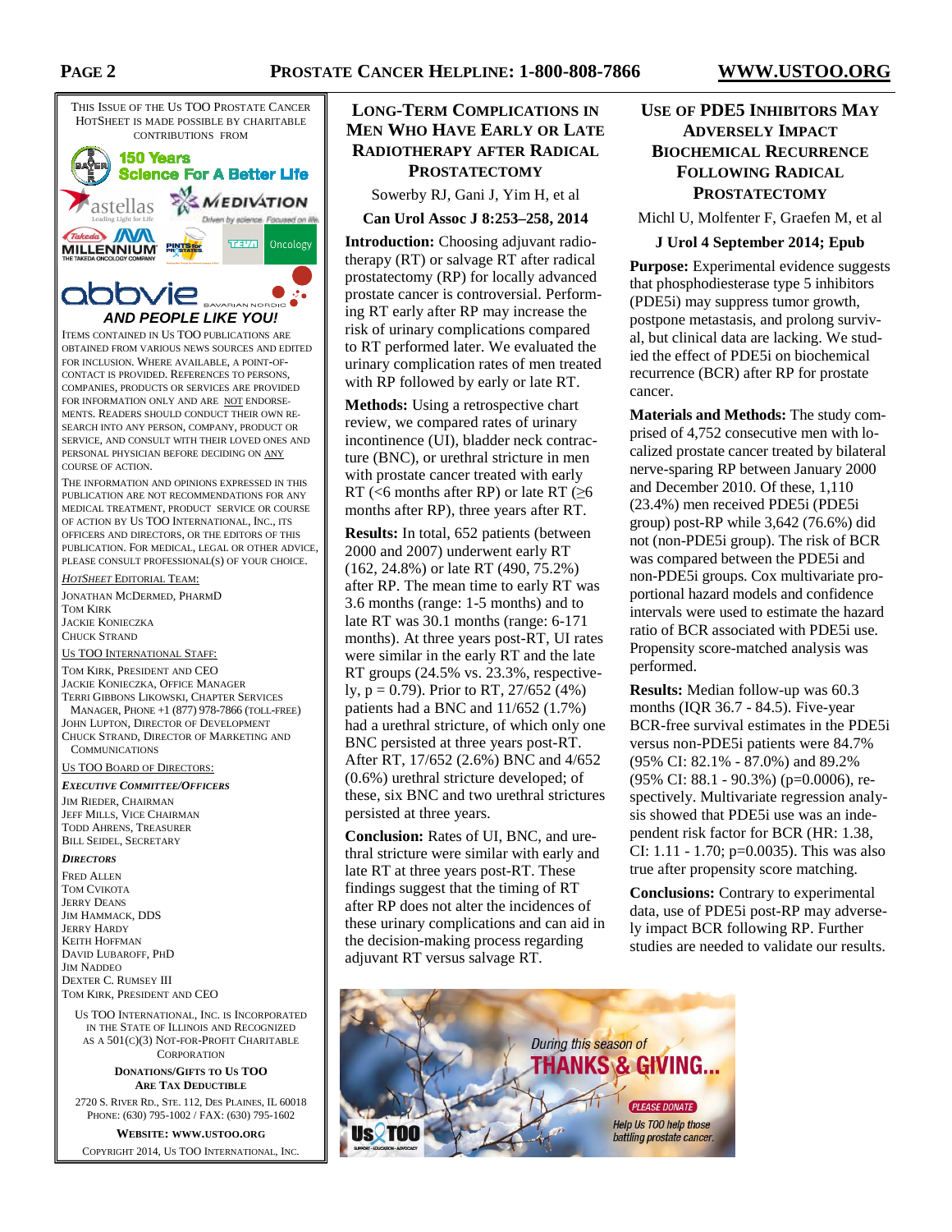THIS ISSUE OF THE US TOO PROSTATE CANCER HOTSHEET IS MADE POSSIBLE BY CHARITABLE CONTRIBUTIONS FROM

***AND PEOPLE LIKE YOU!***

ITEMS CONTAINED IN US TOO PUBLICATIONS ARE OBTAINED FROM VARIOUS NEWS SOURCES AND EDITED FOR INCLUSION. WHERE AVAILABLE, A POINT-OF-CONTACT IS PROVIDED. REFERENCES TO PERSONS, COMPANIES, PRODUCTS OR SERVICES ARE PROVIDED FOR INFORMATION ONLY AND ARE NOT ENDORSEMENTS. READERS SHOULD CONDUCT THEIR OWN RESEARCH INTO ANY PERSON, COMPANY, PRODUCT OR SERVICE, AND CONSULT WITH THEIR LOVED ONES AND PERSONAL PHYSICIAN BEFORE DECIDING ON ANY COURSE OF ACTION.

THE INFORMATION AND OPINIONS EXPRESSED IN THIS PUBLICATION ARE NOT RECOMMENDATIONS FOR ANY MEDICAL TREATMENT, PRODUCT SERVICE OR COURSE OF ACTION BY US TOO INTERNATIONAL, INC., ITS OFFICERS AND DIRECTORS, OR THE EDITORS OF THIS PUBLICATION. FOR MEDICAL, LEGAL OR OTHER ADVICE, PLEASE CONSULT PROFESSIONAL(S) OF YOUR CHOICE.

*HOTSHEET* EDITORIAL TEAM:

JONATHAN MCDERMED, PHARMD
TOM KIRK
JACKIE KONIECZKA
CHUCK STRAND

US TOO INTERNATIONAL STAFF:

TOM KIRK, PRESIDENT AND CEO
JACKIE KONIECZKA, OFFICE MANAGER
TERRI GIBBONS LIKOWSKI, CHAPTER SERVICES MANAGER, PHONE +1 (877) 978-7866 (TOLL-FREE)
JOHN LUPTON, DIRECTOR OF DEVELOPMENT
CHUCK STRAND, DIRECTOR OF MARKETING AND COMMUNICATIONS

US TOO BOARD OF DIRECTORS:

***EXECUTIVE COMMITTEE/OFFICERS***

JIM RIEDER, CHAIRMAN
JEFF MILLS, VICE CHAIRMAN
TODD AHRENS, TREASURER
BILL SEIDEL, SECRETARY

***DIRECTORS***

FRED ALLEN
TOM CVIKOTA
JERRY DEANS
JIM HAMMACK, DDS
JERRY HARDY
KEITH HOFFMAN
DAVID LUBAROFF, PHD
JIM NADDEO
DEXTER C. RUMSEY III
TOM KIRK, PRESIDENT AND CEO

US TOO INTERNATIONAL, INC. IS INCORPORATED IN THE STATE OF ILLINOIS AND RECOGNIZED AS A 501(C)(3) NOT-FOR-PROFIT CHARITABLE CORPORATION

**DONATIONS/GIFTS TO US TOO ARE TAX DEDUCTIBLE**

2720 S. RIVER RD., STE. 112, DES PLAINES, IL 60018
PHONE: (630) 795-1002 / FAX: (630) 795-1602

**WEBSITE: WWW.USTOO.ORG**

COPYRIGHT 2014, US TOO INTERNATIONAL, INC.

## LONG-TERM COMPLICATIONS IN MEN WHO HAVE EARLY OR LATE RADIOTHERAPY AFTER RADICAL PROSTATECTOMY

Sowerby RJ, Gani J, Yim H, et al

**Can Urol Assoc J 8:253–258, 2014**

**Introduction:** Choosing adjuvant radiotherapy (RT) or salvage RT after radical prostatectomy (RP) for locally advanced prostate cancer is controversial. Performing RT early after RP may increase the risk of urinary complications compared to RT performed later. We evaluated the urinary complication rates of men treated with RP followed by early or late RT.

**Methods:** Using a retrospective chart review, we compared rates of urinary incontinence (UI), bladder neck contracture (BNC), or urethral stricture in men with prostate cancer treated with early RT (<6 months after RP) or late RT (≥6 months after RP), three years after RT.

**Results:** In total, 652 patients (between 2000 and 2007) underwent early RT (162, 24.8%) or late RT (490, 75.2%) after RP. The mean time to early RT was 3.6 months (range: 1-5 months) and to late RT was 30.1 months (range: 6-171 months). At three years post-RT, UI rates were similar in the early RT and the late RT groups (24.5% vs. 23.3%, respectively, p = 0.79). Prior to RT, 27/652 (4%) patients had a BNC and 11/652 (1.7%) had a urethral stricture, of which only one BNC persisted at three years post-RT. After RT, 17/652 (2.6%) BNC and 4/652 (0.6%) urethral stricture developed; of these, six BNC and two urethral strictures persisted at three years.

**Conclusion:** Rates of UI, BNC, and urethral stricture were similar with early and late RT at three years post-RT. These findings suggest that the timing of RT after RP does not alter the incidences of these urinary complications and can aid in the decision-making process regarding adjuvant RT versus salvage RT.

## USE OF PDE5 INHIBITORS MAY ADVERSELY IMPACT BIOCHEMICAL RECURRENCE FOLLOWING RADICAL PROSTATECTOMY

Michl U, Molfenter F, Graefen M, et al

**J Urol 4 September 2014; Epub**

**Purpose:** Experimental evidence suggests that phosphodiesterase type 5 inhibitors (PDE5i) may suppress tumor growth, postpone metastasis, and prolong survival, but clinical data are lacking. We studied the effect of PDE5i on biochemical recurrence (BCR) after RP for prostate cancer.

**Materials and Methods:** The study comprised of 4,752 consecutive men with localized prostate cancer treated by bilateral nerve-sparing RP between January 2000 and December 2010. Of these, 1,110 (23.4%) men received PDE5i (PDE5i group) post-RP while 3,642 (76.6%) did not (non-PDE5i group). The risk of BCR was compared between the PDE5i and non-PDE5i groups. Cox multivariate proportional hazard models and confidence intervals were used to estimate the hazard ratio of BCR associated with PDE5i use. Propensity score-matched analysis was performed.

**Results:** Median follow-up was 60.3 months (IQR 36.7 - 84.5). Five-year BCR-free survival estimates in the PDE5i versus non-PDE5i patients were 84.7% (95% CI: 82.1% - 87.0%) and 89.2% (95% CI: 88.1 - 90.3%) (p=0.0006), respectively. Multivariate regression analysis showed that PDE5i use was an independent risk factor for BCR (HR: 1.38, CI: 1.11 - 1.70; p=0.0035). This was also true after propensity score matching.

**Conclusions:** Contrary to experimental data, use of PDE5i post-RP may adversely impact BCR following RP. Further studies are needed to validate our results.

During this season of
THANKS & GIVING...
PLEASE DONATE
Help Us TOO help those battling prostate cancer.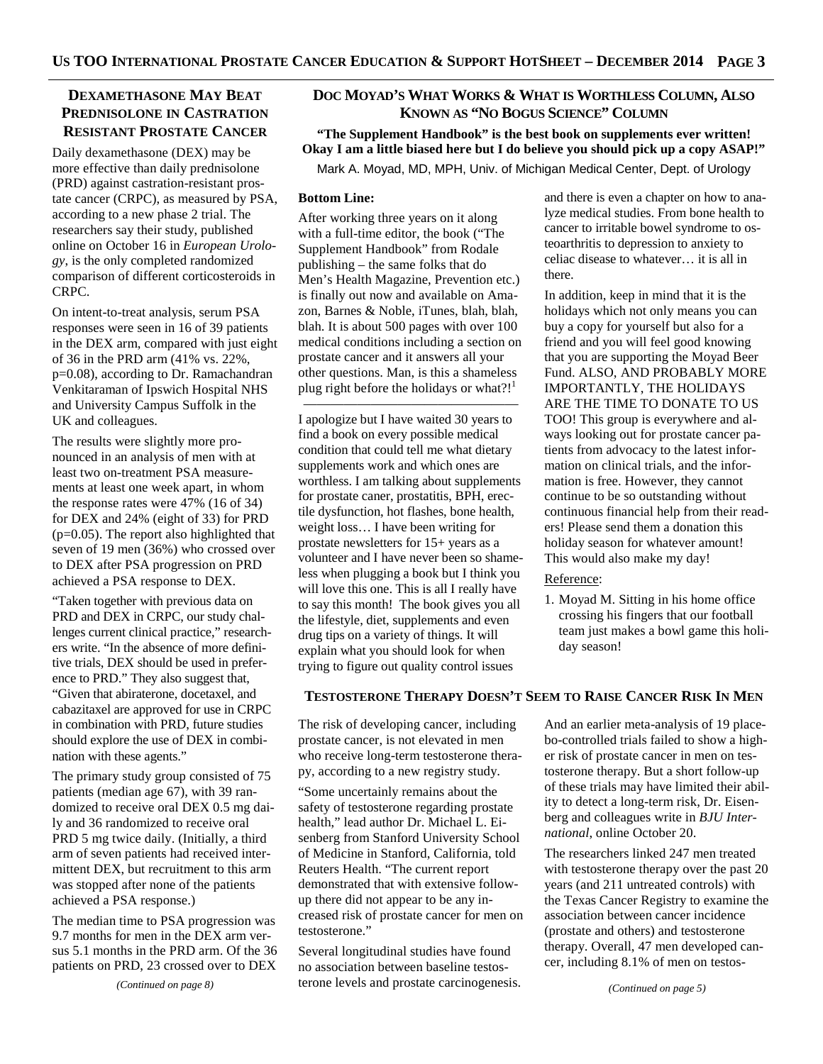## Dexamethasone May Beat Prednisolone in Castration Resistant Prostate Cancer

Daily dexamethasone (DEX) may be more effective than daily prednisolone (PRD) against castration-resistant prostate cancer (CRPC), as measured by PSA, according to a new phase 2 trial. The researchers say their study, published online on October 16 in *European Urology*, is the only completed randomized comparison of different corticosteroids in CRPC.

On intent-to-treat analysis, serum PSA responses were seen in 16 of 39 patients in the DEX arm, compared with just eight of 36 in the PRD arm (41% vs. 22%, p=0.08), according to Dr. Ramachandran Venkitaraman of Ipswich Hospital NHS and University Campus Suffolk in the UK and colleagues.

The results were slightly more pronounced in an analysis of men with at least two on-treatment PSA measurements at least one week apart, in whom the response rates were 47% (16 of 34) for DEX and 24% (eight of 33) for PRD (p=0.05). The report also highlighted that seven of 19 men (36%) who crossed over to DEX after PSA progression on PRD achieved a PSA response to DEX.

"Taken together with previous data on PRD and DEX in CRPC, our study challenges current clinical practice," researchers write. "In the absence of more definitive trials, DEX should be used in preference to PRD." They also suggest that, "Given that abiraterone, docetaxel, and cabazitaxel are approved for use in CRPC in combination with PRD, future studies should explore the use of DEX in combination with these agents."

The primary study group consisted of 75 patients (median age 67), with 39 randomized to receive oral DEX 0.5 mg daily and 36 randomized to receive oral PRD 5 mg twice daily. (Initially, a third arm of seven patients had received intermittent DEX, but recruitment to this arm was stopped after none of the patients achieved a PSA response.)

The median time to PSA progression was 9.7 months for men in the DEX arm versus 5.1 months in the PRD arm. Of the 36 patients on PRD, 23 crossed over to DEX

*(Continued on page 8)*

## Doc Moyad's What Works & What is Worthless Column, Also Known as "No Bogus Science" Column

**"The Supplement Handbook" is the best book on supplements ever written! Okay I am a little biased here but I do believe you should pick up a copy ASAP!"**

Mark A. Moyad, MD, MPH, Univ. of Michigan Medical Center, Dept. of Urology

**Bottom Line:**

After working three years on it along with a full-time editor, the book ("The Supplement Handbook" from Rodale publishing – the same folks that do Men's Health Magazine, Prevention etc.) is finally out now and available on Amazon, Barnes & Noble, iTunes, blah, blah, blah. It is about 500 pages with over 100 medical conditions including a section on prostate cancer and it answers all your other questions. Man, is this a shameless plug right before the holidays or what?![1]

---

I apologize but I have waited 30 years to find a book on every possible medical condition that could tell me what dietary supplements work and which ones are worthless. I am talking about supplements for prostate caner, prostatitis, BPH, erectile dysfunction, hot flashes, bone health, weight loss… I have been writing for prostate newsletters for 15+ years as a volunteer and I have never been so shameless when plugging a book but I think you will love this one. This is all I really have to say this month! The book gives you all the lifestyle, diet, supplements and even drug tips on a variety of things. It will explain what you should look for when trying to figure out quality control issues and there is even a chapter on how to analyze medical studies. From bone health to cancer to irritable bowel syndrome to osteoarthritis to depression to anxiety to celiac disease to whatever… it is all in there.

In addition, keep in mind that it is the holidays which not only means you can buy a copy for yourself but also for a friend and you will feel good knowing that you are supporting the Moyad Beer Fund. ALSO, AND PROBABLY MORE IMPORTANTLY, THE HOLIDAYS ARE THE TIME TO DONATE TO US TOO! This group is everywhere and always looking out for prostate cancer patients from advocacy to the latest information on clinical trials, and the information is free. However, they cannot continue to be so outstanding without continuous financial help from their readers! Please send them a donation this holiday season for whatever amount! This would also make my day!

Reference:

1. Moyad M. Sitting in his home office crossing his fingers that our football team just makes a bowl game this holiday season!

## Testosterone Therapy Doesn't Seem to Raise Cancer Risk in Men

The risk of developing cancer, including prostate cancer, is not elevated in men who receive long-term testosterone therapy, according to a new registry study.

"Some uncertainly remains about the safety of testosterone regarding prostate health," lead author Dr. Michael L. Eisenberg from Stanford University School of Medicine in Stanford, California, told Reuters Health. "The current report demonstrated that with extensive follow-up there did not appear to be any increased risk of prostate cancer for men on testosterone."

Several longitudinal studies have found no association between baseline testosterone levels and prostate carcinogenesis. And an earlier meta-analysis of 19 placebo-controlled trials failed to show a higher risk of prostate cancer in men on testosterone therapy. But a short follow-up of these trials may have limited their ability to detect a long-term risk, Dr. Eisenberg and colleagues write in *BJU International*, online October 20.

The researchers linked 247 men treated with testosterone therapy over the past 20 years (and 211 untreated controls) with the Texas Cancer Registry to examine the association between cancer incidence (prostate and others) and testosterone therapy. Overall, 47 men developed cancer, including 8.1% of men on testos-

*(Continued on page 5)*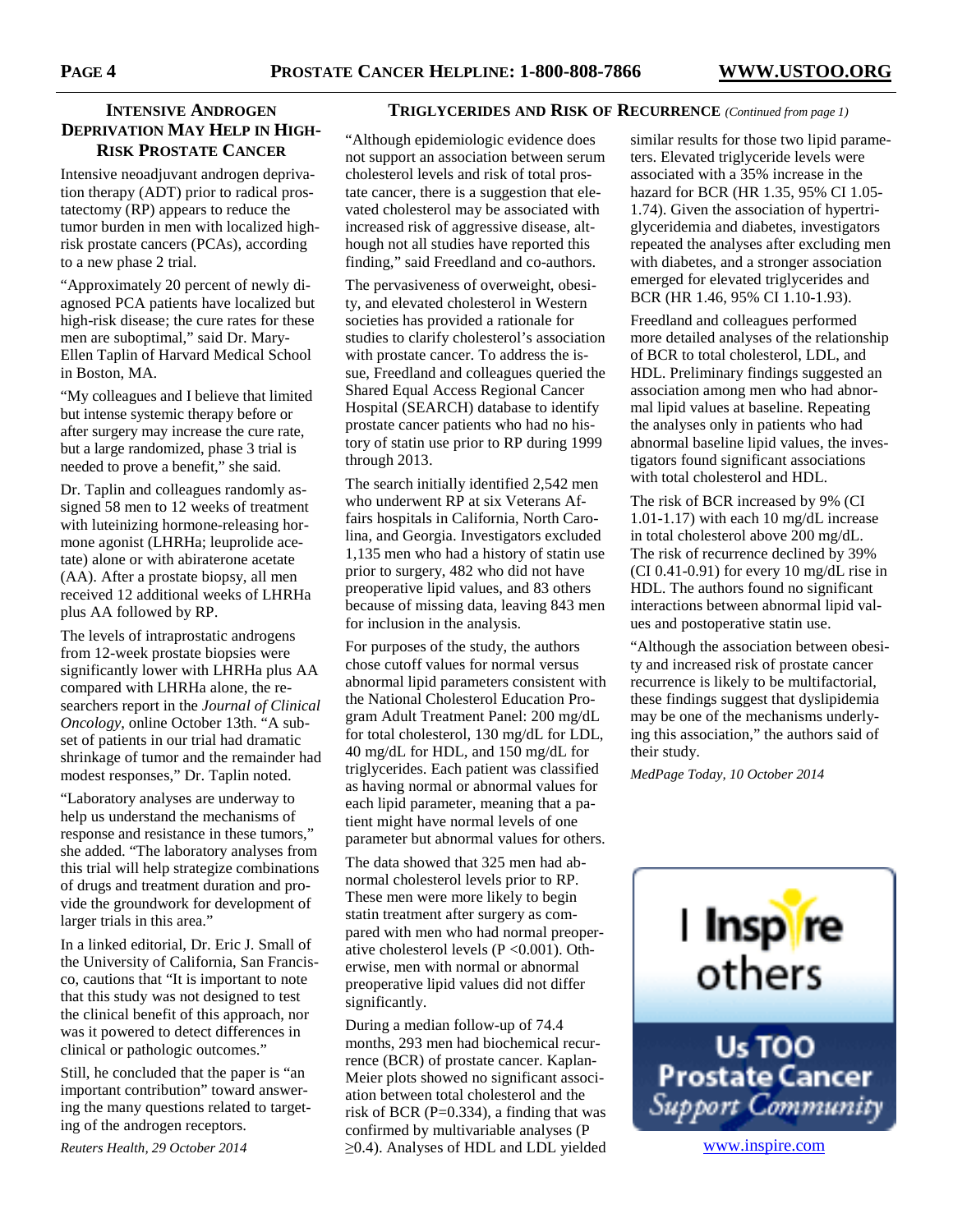## Intensive Androgen Deprivation May Help in High-Risk Prostate Cancer

Intensive neoadjuvant androgen deprivation therapy (ADT) prior to radical prostatectomy (RP) appears to reduce the tumor burden in men with localized high-risk prostate cancers (PCAs), according to a new phase 2 trial.

"Approximately 20 percent of newly diagnosed PCA patients have localized but high-risk disease; the cure rates for these men are suboptimal," said Dr. Mary-Ellen Taplin of Harvard Medical School in Boston, MA.

"My colleagues and I believe that limited but intense systemic therapy before or after surgery may increase the cure rate, but a large randomized, phase 3 trial is needed to prove a benefit," she said.

Dr. Taplin and colleagues randomly assigned 58 men to 12 weeks of treatment with luteinizing hormone-releasing hormone agonist (LHRHa; leuprolide acetate) alone or with abiraterone acetate (AA). After a prostate biopsy, all men received 12 additional weeks of LHRHa plus AA followed by RP.

The levels of intraprostatic androgens from 12-week prostate biopsies were significantly lower with LHRHa plus AA compared with LHRHa alone, the researchers report in the *Journal of Clinical Oncology*, online October 13th. "A subset of patients in our trial had dramatic shrinkage of tumor and the remainder had modest responses," Dr. Taplin noted.

"Laboratory analyses are underway to help us understand the mechanisms of response and resistance in these tumors," she added. "The laboratory analyses from this trial will help strategize combinations of drugs and treatment duration and provide the groundwork for development of larger trials in this area."

In a linked editorial, Dr. Eric J. Small of the University of California, San Francisco, cautions that "It is important to note that this study was not designed to test the clinical benefit of this approach, nor was it powered to detect differences in clinical or pathologic outcomes."

Still, he concluded that the paper is "an important contribution" toward answering the many questions related to targeting of the androgen receptors.

*Reuters Health, 29 October 2014*

## Triglycerides and Risk of Recurrence *(Continued from page 1)*

"Although epidemiologic evidence does not support an association between serum cholesterol levels and risk of total prostate cancer, there is a suggestion that elevated cholesterol may be associated with increased risk of aggressive disease, although not all studies have reported this finding," said Freedland and co-authors.

The pervasiveness of overweight, obesity, and elevated cholesterol in Western societies has provided a rationale for studies to clarify cholesterol's association with prostate cancer. To address the issue, Freedland and colleagues queried the Shared Equal Access Regional Cancer Hospital (SEARCH) database to identify prostate cancer patients who had no history of statin use prior to RP during 1999 through 2013.

The search initially identified 2,542 men who underwent RP at six Veterans Affairs hospitals in California, North Carolina, and Georgia. Investigators excluded 1,135 men who had a history of statin use prior to surgery, 482 who did not have preoperative lipid values, and 83 others because of missing data, leaving 843 men for inclusion in the analysis.

For purposes of the study, the authors chose cutoff values for normal versus abnormal lipid parameters consistent with the National Cholesterol Education Program Adult Treatment Panel: 200 mg/dL for total cholesterol, 130 mg/dL for LDL, 40 mg/dL for HDL, and 150 mg/dL for triglycerides. Each patient was classified as having normal or abnormal values for each lipid parameter, meaning that a patient might have normal levels of one parameter but abnormal values for others.

The data showed that 325 men had abnormal cholesterol levels prior to RP. These men were more likely to begin statin treatment after surgery as compared with men who had normal preoperative cholesterol levels ($P < 0.001$). Otherwise, men with normal or abnormal preoperative lipid values did not differ significantly.

During a median follow-up of 74.4 months, 293 men had biochemical recurrence (BCR) of prostate cancer. Kaplan-Meier plots showed no significant association between total cholesterol and the risk of BCR ($P=0.334$), a finding that was confirmed by multivariable analyses ($P \geq 0.4$). Analyses of HDL and LDL yielded similar results for those two lipid parameters. Elevated triglyceride levels were associated with a 35% increase in the hazard for BCR (HR 1.35, 95% CI 1.05-1.74). Given the association of hypertriglyceridemia and diabetes, investigators repeated the analyses after excluding men with diabetes, and a stronger association emerged for elevated triglycerides and BCR (HR 1.46, 95% CI 1.10-1.93).

Freedland and colleagues performed more detailed analyses of the relationship of BCR to total cholesterol, LDL, and HDL. Preliminary findings suggested an association among men who had abnormal lipid values at baseline. Repeating the analyses only in patients who had abnormal baseline lipid values, the investigators found significant associations with total cholesterol and HDL.

The risk of BCR increased by 9% (CI 1.01-1.17) with each 10 mg/dL increase in total cholesterol above 200 mg/dL. The risk of recurrence declined by 39% (CI 0.41-0.91) for every 10 mg/dL rise in HDL. The authors found no significant interactions between abnormal lipid values and postoperative statin use.

"Although the association between obesity and increased risk of prostate cancer recurrence is likely to be multifactorial, these findings suggest that dyslipidemia may be one of the mechanisms underlying this association," the authors said of their study.

*MedPage Today, 10 October 2014*

I Inspire others

Us TOO Prostate Cancer Support Community

www.inspire.com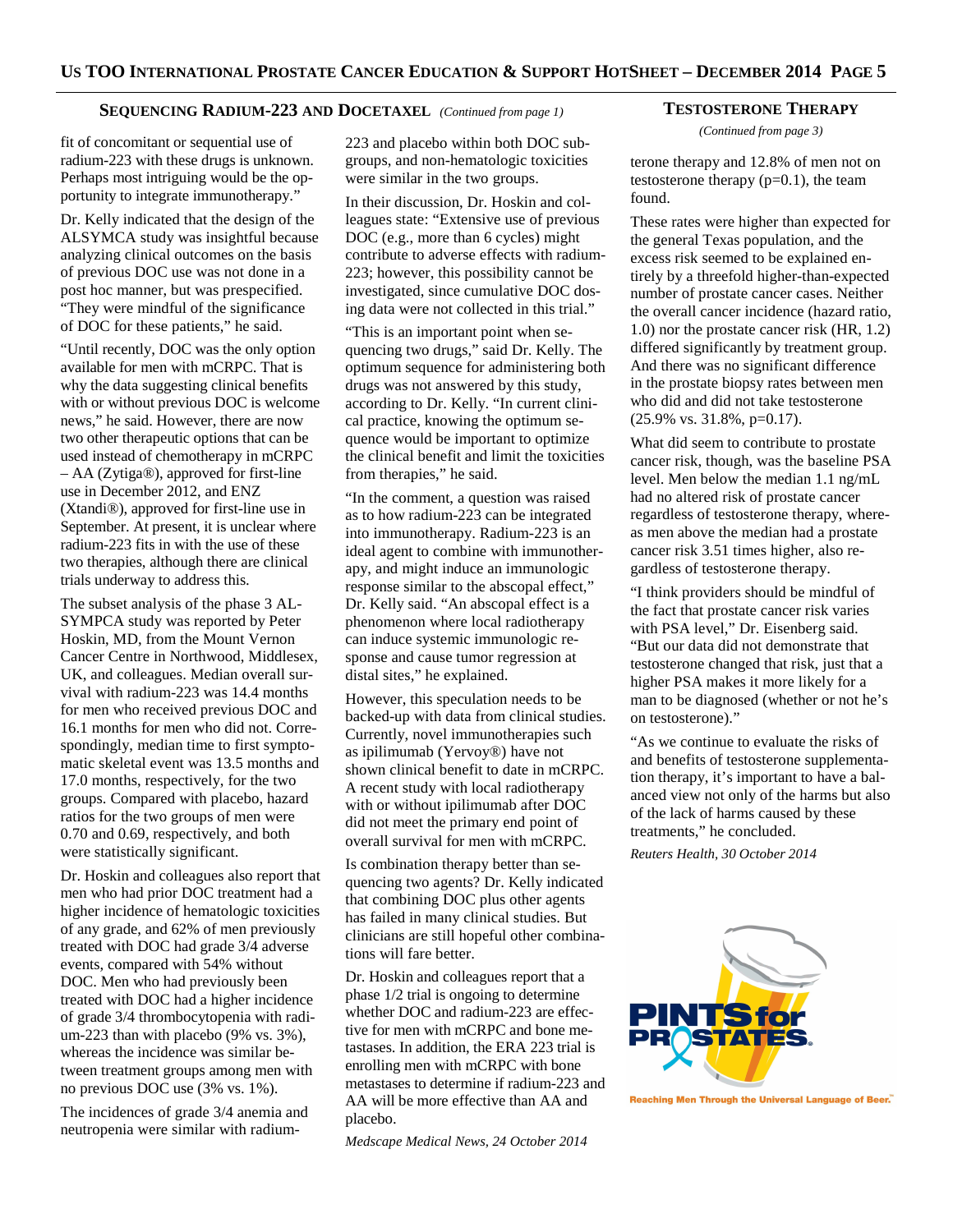## Sequencing Radium-223 and Docetaxel *(Continued from page 1)*

fit of concomitant or sequential use of radium-223 with these drugs is unknown. Perhaps most intriguing would be the opportunity to integrate immunotherapy."

Dr. Kelly indicated that the design of the ALSYMCA study was insightful because analyzing clinical outcomes on the basis of previous DOC use was not done in a post hoc manner, but was prespecified. "They were mindful of the significance of DOC for these patients," he said.

"Until recently, DOC was the only option available for men with mCRPC. That is why the data suggesting clinical benefits with or without previous DOC is welcome news," he said. However, there are now two other therapeutic options that can be used instead of chemotherapy in mCRPC – AA (Zytiga®), approved for first-line use in December 2012, and ENZ (Xtandi®), approved for first-line use in September. At present, it is unclear where radium-223 fits in with the use of these two therapies, although there are clinical trials underway to address this.

The subset analysis of the phase 3 ALSYMPCA study was reported by Peter Hoskin, MD, from the Mount Vernon Cancer Centre in Northwood, Middlesex, UK, and colleagues. Median overall survival with radium-223 was 14.4 months for men who received previous DOC and 16.1 months for men who did not. Correspondingly, median time to first symptomatic skeletal event was 13.5 months and 17.0 months, respectively, for the two groups. Compared with placebo, hazard ratios for the two groups of men were 0.70 and 0.69, respectively, and both were statistically significant.

Dr. Hoskin and colleagues also report that men who had prior DOC treatment had a higher incidence of hematologic toxicities of any grade, and 62% of men previously treated with DOC had grade 3/4 adverse events, compared with 54% without DOC. Men who had previously been treated with DOC had a higher incidence of grade 3/4 thrombocytopenia with radium-223 than with placebo (9% vs. 3%), whereas the incidence was similar between treatment groups among men with no previous DOC use (3% vs. 1%).

The incidences of grade 3/4 anemia and neutropenia were similar with radium-223 and placebo within both DOC subgroups, and non-hematologic toxicities were similar in the two groups.

In their discussion, Dr. Hoskin and colleagues state: "Extensive use of previous DOC (e.g., more than 6 cycles) might contribute to adverse effects with radium-223; however, this possibility cannot be investigated, since cumulative DOC dosing data were not collected in this trial."

"This is an important point when sequencing two drugs," said Dr. Kelly. The optimum sequence for administering both drugs was not answered by this study, according to Dr. Kelly. "In current clinical practice, knowing the optimum sequence would be important to optimize the clinical benefit and limit the toxicities from therapies," he said.

"In the comment, a question was raised as to how radium-223 can be integrated into immunotherapy. Radium-223 is an ideal agent to combine with immunotherapy, and might induce an immunologic response similar to the abscopal effect," Dr. Kelly said. "An abscopal effect is a phenomenon where local radiotherapy can induce systemic immunologic response and cause tumor regression at distal sites," he explained.

However, this speculation needs to be backed-up with data from clinical studies. Currently, novel immunotherapies such as ipilimumab (Yervoy®) have not shown clinical benefit to date in mCRPC. A recent study with local radiotherapy with or without ipilimumab after DOC did not meet the primary end point of overall survival for men with mCRPC.

Is combination therapy better than sequencing two agents? Dr. Kelly indicated that combining DOC plus other agents has failed in many clinical studies. But clinicians are still hopeful other combinations will fare better.

Dr. Hoskin and colleagues report that a phase 1/2 trial is ongoing to determine whether DOC and radium-223 are effective for men with mCRPC and bone metastases. In addition, the ERA 223 trial is enrolling men with mCRPC with bone metastases to determine if radium-223 and AA will be more effective than AA and placebo.

*Medscape Medical News, 24 October 2014*

## Testosterone Therapy

*(Continued from page 3)*

terone therapy and 12.8% of men not on testosterone therapy (p=0.1), the team found.

These rates were higher than expected for the general Texas population, and the excess risk seemed to be explained entirely by a threefold higher-than-expected number of prostate cancer cases. Neither the overall cancer incidence (hazard ratio, 1.0) nor the prostate cancer risk (HR, 1.2) differed significantly by treatment group. And there was no significant difference in the prostate biopsy rates between men who did and did not take testosterone (25.9% vs. 31.8%, p=0.17).

What did seem to contribute to prostate cancer risk, though, was the baseline PSA level. Men below the median 1.1 ng/mL had no altered risk of prostate cancer regardless of testosterone therapy, whereas men above the median had a prostate cancer risk 3.51 times higher, also regardless of testosterone therapy.

"I think providers should be mindful of the fact that prostate cancer risk varies with PSA level," Dr. Eisenberg said. "But our data did not demonstrate that testosterone changed that risk, just that a higher PSA makes it more likely for a man to be diagnosed (whether or not he's on testosterone)."

"As we continue to evaluate the risks of and benefits of testosterone supplementation therapy, it's important to have a balanced view not only of the harms but also of the lack of harms caused by these treatments," he concluded.

*Reuters Health, 30 October 2014*

PINTS for PROSTATES®

Reaching Men Through the Universal Language of Beer.™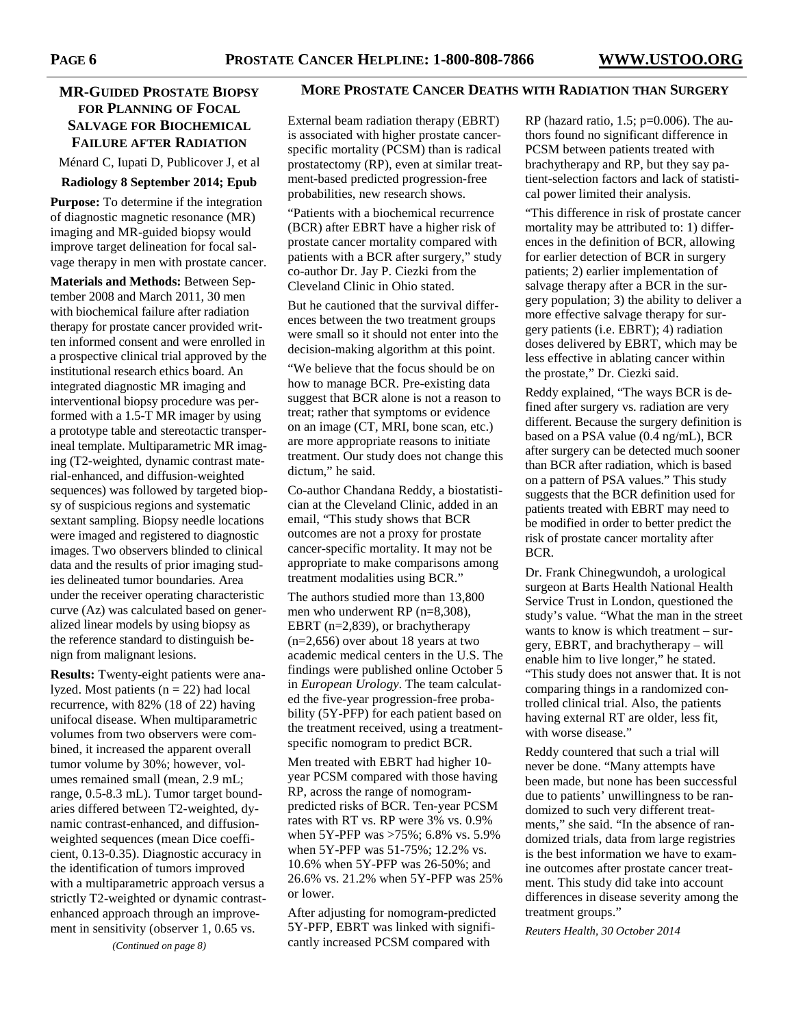## MR-Guided Prostate Biopsy for Planning of Focal Salvage for Biochemical Failure after Radiation

Ménard C, Iupati D, Publicover J, et al

**Radiology 8 September 2014; Epub**

**Purpose:** To determine if the integration of diagnostic magnetic resonance (MR) imaging and MR-guided biopsy would improve target delineation for focal salvage therapy in men with prostate cancer.

**Materials and Methods:** Between September 2008 and March 2011, 30 men with biochemical failure after radiation therapy for prostate cancer provided written informed consent and were enrolled in a prospective clinical trial approved by the institutional research ethics board. An integrated diagnostic MR imaging and interventional biopsy procedure was performed with a 1.5-T MR imager by using a prototype table and stereotactic transperineal template. Multiparametric MR imaging (T2-weighted, dynamic contrast material-enhanced, and diffusion-weighted sequences) was followed by targeted biopsy of suspicious regions and systematic sextant sampling. Biopsy needle locations were imaged and registered to diagnostic images. Two observers blinded to clinical data and the results of prior imaging studies delineated tumor boundaries. Area under the receiver operating characteristic curve (Az) was calculated based on generalized linear models by using biopsy as the reference standard to distinguish benign from malignant lesions.

**Results:** Twenty-eight patients were analyzed. Most patients (n = 22) had local recurrence, with 82% (18 of 22) having unifocal disease. When multiparametric volumes from two observers were combined, it increased the apparent overall tumor volume by 30%; however, volumes remained small (mean, 2.9 mL; range, 0.5-8.3 mL). Tumor target boundaries differed between T2-weighted, dynamic contrast-enhanced, and diffusion-weighted sequences (mean Dice coefficient, 0.13-0.35). Diagnostic accuracy in the identification of tumors improved with a multiparametric approach versus a strictly T2-weighted or dynamic contrast-enhanced approach through an improvement in sensitivity (observer 1, 0.65 vs.

*(Continued on page 8)*

## More Prostate Cancer Deaths with Radiation than Surgery

External beam radiation therapy (EBRT) is associated with higher prostate cancer-specific mortality (PCSM) than is radical prostatectomy (RP), even at similar treatment-based predicted progression-free probabilities, new research shows.

"Patients with a biochemical recurrence (BCR) after EBRT have a higher risk of prostate cancer mortality compared with patients with a BCR after surgery," study co-author Dr. Jay P. Ciezki from the Cleveland Clinic in Ohio stated.

But he cautioned that the survival differences between the two treatment groups were small so it should not enter into the decision-making algorithm at this point.

"We believe that the focus should be on how to manage BCR. Pre-existing data suggest that BCR alone is not a reason to treat; rather that symptoms or evidence on an image (CT, MRI, bone scan, etc.) are more appropriate reasons to initiate treatment. Our study does not change this dictum," he said.

Co-author Chandana Reddy, a biostatistician at the Cleveland Clinic, added in an email, "This study shows that BCR outcomes are not a proxy for prostate cancer-specific mortality. It may not be appropriate to make comparisons among treatment modalities using BCR."

The authors studied more than 13,800 men who underwent RP (n=8,308), EBRT (n=2,839), or brachytherapy (n=2,656) over about 18 years at two academic medical centers in the U.S. The findings were published online October 5 in *European Urology*. The team calculated the five-year progression-free probability (5Y-PFP) for each patient based on the treatment received, using a treatment-specific nomogram to predict BCR.

Men treated with EBRT had higher 10-year PCSM compared with those having RP, across the range of nomogram-predicted risks of BCR. Ten-year PCSM rates with RT vs. RP were 3% vs. 0.9% when 5Y-PFP was >75%; 6.8% vs. 5.9% when 5Y-PFP was 51-75%; 12.2% vs. 10.6% when 5Y-PFP was 26-50%; and 26.6% vs. 21.2% when 5Y-PFP was 25% or lower.

After adjusting for nomogram-predicted 5Y-PFP, EBRT was linked with significantly increased PCSM compared with RP (hazard ratio, 1.5; p=0.006). The authors found no significant difference in PCSM between patients treated with brachytherapy and RP, but they say patient-selection factors and lack of statistical power limited their analysis.

"This difference in risk of prostate cancer mortality may be attributed to: 1) differences in the definition of BCR, allowing for earlier detection of BCR in surgery patients; 2) earlier implementation of salvage therapy after a BCR in the surgery population; 3) the ability to deliver a more effective salvage therapy for surgery patients (i.e. EBRT); 4) radiation doses delivered by EBRT, which may be less effective in ablating cancer within the prostate," Dr. Ciezki said.

Reddy explained, "The ways BCR is defined after surgery vs. radiation are very different. Because the surgery definition is based on a PSA value (0.4 ng/mL), BCR after surgery can be detected much sooner than BCR after radiation, which is based on a pattern of PSA values." This study suggests that the BCR definition used for patients treated with EBRT may need to be modified in order to better predict the risk of prostate cancer mortality after BCR.

Dr. Frank Chinegwundoh, a urological surgeon at Barts Health National Health Service Trust in London, questioned the study's value. "What the man in the street wants to know is which treatment – surgery, EBRT, and brachytherapy – will enable him to live longer," he stated. "This study does not answer that. It is not comparing things in a randomized controlled clinical trial. Also, the patients having external RT are older, less fit, with worse disease."

Reddy countered that such a trial will never be done. "Many attempts have been made, but none has been successful due to patients' unwillingness to be randomized to such very different treatments," she said. "In the absence of randomized trials, data from large registries is the best information we have to examine outcomes after prostate cancer treatment. This study did take into account differences in disease severity among the treatment groups."

*Reuters Health, 30 October 2014*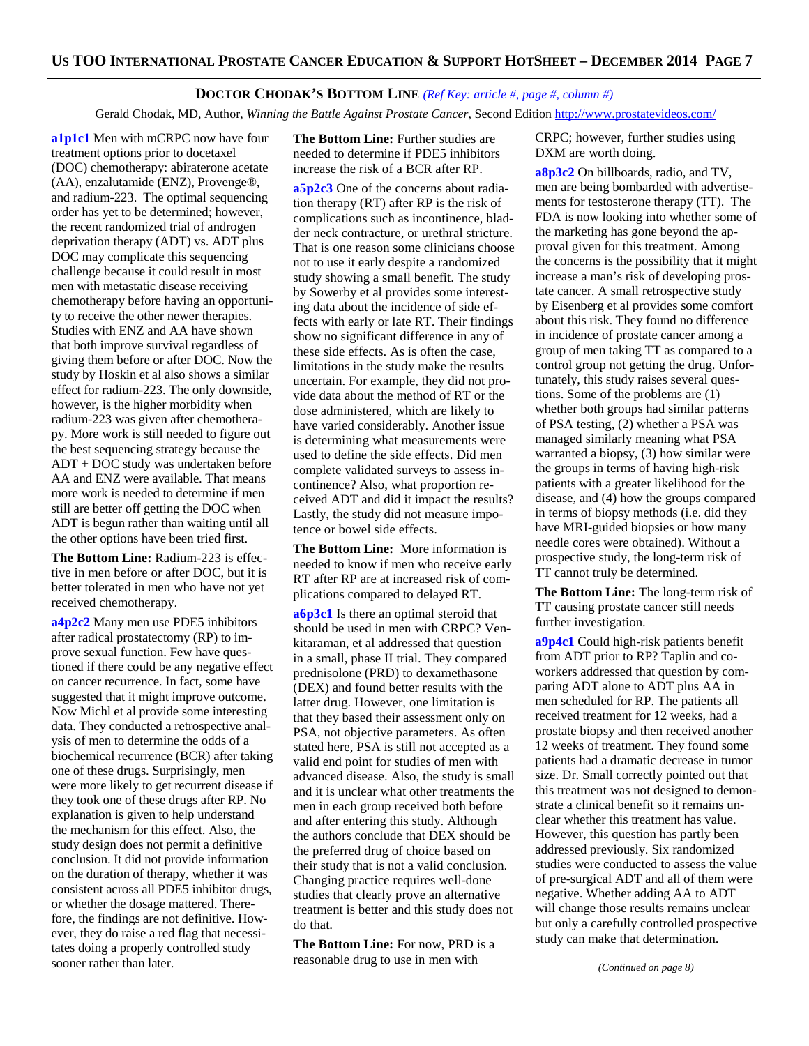## DOCTOR CHODAK'S BOTTOM LINE *(Ref Key: article #, page #, column #)*

Gerald Chodak, MD, Author, *Winning the Battle Against Prostate Cancer*, Second Edition http://www.prostatevideos.com/

**a1p1c1** Men with mCRPC now have four treatment options prior to docetaxel (DOC) chemotherapy: abiraterone acetate (AA), enzalutamide (ENZ), Provenge®, and radium-223. The optimal sequencing order has yet to be determined; however, the recent randomized trial of androgen deprivation therapy (ADT) vs. ADT plus DOC may complicate this sequencing challenge because it could result in most men with metastatic disease receiving chemotherapy before having an opportunity to receive the other newer therapies. Studies with ENZ and AA have shown that both improve survival regardless of giving them before or after DOC. Now the study by Hoskin et al also shows a similar effect for radium-223. The only downside, however, is the higher morbidity when radium-223 was given after chemotherapy. More work is still needed to figure out the best sequencing strategy because the ADT + DOC study was undertaken before AA and ENZ were available. That means more work is needed to determine if men still are better off getting the DOC when ADT is begun rather than waiting until all the other options have been tried first.

**The Bottom Line:** Radium-223 is effective in men before or after DOC, but it is better tolerated in men who have not yet received chemotherapy.

**a4p2c2** Many men use PDE5 inhibitors after radical prostatectomy (RP) to improve sexual function. Few have questioned if there could be any negative effect on cancer recurrence. In fact, some have suggested that it might improve outcome. Now Michl et al provide some interesting data. They conducted a retrospective analysis of men to determine the odds of a biochemical recurrence (BCR) after taking one of these drugs. Surprisingly, men were more likely to get recurrent disease if they took one of these drugs after RP. No explanation is given to help understand the mechanism for this effect. Also, the study design does not permit a definitive conclusion. It did not provide information on the duration of therapy, whether it was consistent across all PDE5 inhibitor drugs, or whether the dosage mattered. Therefore, the findings are not definitive. However, they do raise a red flag that necessitates doing a properly controlled study sooner rather than later.

**The Bottom Line:** Further studies are needed to determine if PDE5 inhibitors increase the risk of a BCR after RP.

**a5p2c3** One of the concerns about radiation therapy (RT) after RP is the risk of complications such as incontinence, bladder neck contracture, or urethral stricture. That is one reason some clinicians choose not to use it early despite a randomized study showing a small benefit. The study by Sowerby et al provides some interesting data about the incidence of side effects with early or late RT. Their findings show no significant difference in any of these side effects. As is often the case, limitations in the study make the results uncertain. For example, they did not provide data about the method of RT or the dose administered, which are likely to have varied considerably. Another issue is determining what measurements were used to define the side effects. Did men complete validated surveys to assess incontinence? Also, what proportion received ADT and did it impact the results? Lastly, the study did not measure impotence or bowel side effects.

**The Bottom Line:** More information is needed to know if men who receive early RT after RP are at increased risk of complications compared to delayed RT.

**a6p3c1** Is there an optimal steroid that should be used in men with CRPC? Venkitaraman, et al addressed that question in a small, phase II trial. They compared prednisolone (PRD) to dexamethasone (DEX) and found better results with the latter drug. However, one limitation is that they based their assessment only on PSA, not objective parameters. As often stated here, PSA is still not accepted as a valid end point for studies of men with advanced disease. Also, the study is small and it is unclear what other treatments the men in each group received both before and after entering this study. Although the authors conclude that DEX should be the preferred drug of choice based on their study that is not a valid conclusion. Changing practice requires well-done studies that clearly prove an alternative treatment is better and this study does not do that.

**The Bottom Line:** For now, PRD is a reasonable drug to use in men with CRPC; however, further studies using DXM are worth doing.

**a8p3c2** On billboards, radio, and TV, men are being bombarded with advertisements for testosterone therapy (TT). The FDA is now looking into whether some of the marketing has gone beyond the approval given for this treatment. Among the concerns is the possibility that it might increase a man's risk of developing prostate cancer. A small retrospective study by Eisenberg et al provides some comfort about this risk. They found no difference in incidence of prostate cancer among a group of men taking TT as compared to a control group not getting the drug. Unfortunately, this study raises several questions. Some of the problems are (1) whether both groups had similar patterns of PSA testing, (2) whether a PSA was managed similarly meaning what PSA warranted a biopsy, (3) how similar were the groups in terms of having high-risk patients with a greater likelihood for the disease, and (4) how the groups compared in terms of biopsy methods (i.e. did they have MRI-guided biopsies or how many needle cores were obtained). Without a prospective study, the long-term risk of TT cannot truly be determined.

**The Bottom Line:** The long-term risk of TT causing prostate cancer still needs further investigation.

**a9p4c1** Could high-risk patients benefit from ADT prior to RP? Taplin and coworkers addressed that question by comparing ADT alone to ADT plus AA in men scheduled for RP. The patients all received treatment for 12 weeks, had a prostate biopsy and then received another 12 weeks of treatment. They found some patients had a dramatic decrease in tumor size. Dr. Small correctly pointed out that this treatment was not designed to demonstrate a clinical benefit so it remains unclear whether this treatment has value. However, this question has partly been addressed previously. Six randomized studies were conducted to assess the value of pre-surgical ADT and all of them were negative. Whether adding AA to ADT will change those results remains unclear but only a carefully controlled prospective study can make that determination.

*(Continued on page 8)*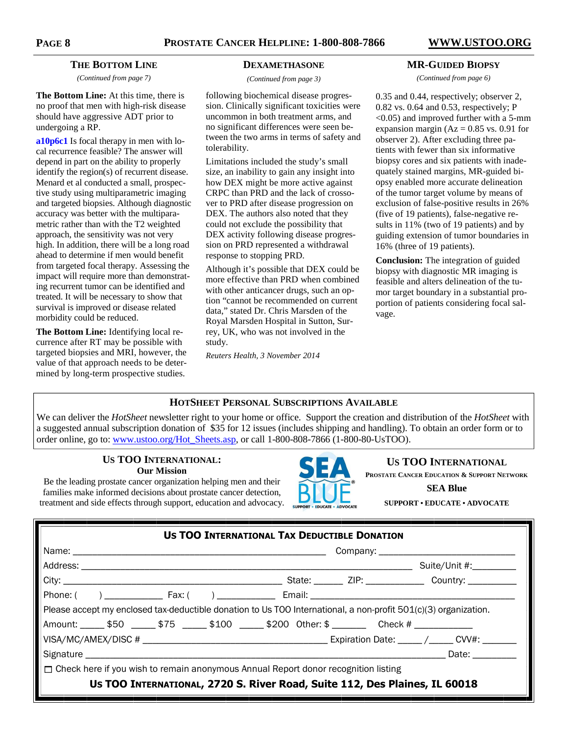## THE BOTTOM LINE

*(Continued from page 7)*

**The Bottom Line:** At this time, there is no proof that men with high-risk disease should have aggressive ADT prior to undergoing a RP.

**a10p6c1** Is focal therapy in men with local recurrence feasible? The answer will depend in part on the ability to properly identify the region(s) of recurrent disease. Menard et al conducted a small, prospective study using multiparametric imaging and targeted biopsies. Although diagnostic accuracy was better with the multiparametric rather than with the T2 weighted approach, the sensitivity was not very high. In addition, there will be a long road ahead to determine if men would benefit from targeted focal therapy. Assessing the impact will require more than demonstrating recurrent tumor can be identified and treated. It will be necessary to show that survival is improved or disease related morbidity could be reduced.

**The Bottom Line:** Identifying local recurrence after RT may be possible with targeted biopsies and MRI, however, the value of that approach needs to be determined by long-term prospective studies.

## DEXAMETHASONE

*(Continued from page 3)*

following biochemical disease progression. Clinically significant toxicities were uncommon in both treatment arms, and no significant differences were seen between the two arms in terms of safety and tolerability.

Limitations included the study's small size, an inability to gain any insight into how DEX might be more active against CRPC than PRD and the lack of crossover to PRD after disease progression on DEX. The authors also noted that they could not exclude the possibility that DEX activity following disease progression on PRD represented a withdrawal response to stopping PRD.

Although it's possible that DEX could be more effective than PRD when combined with other anticancer drugs, such an option "cannot be recommended on current data," stated Dr. Chris Marsden of the Royal Marsden Hospital in Sutton, Surrey, UK, who was not involved in the study.

*Reuters Health, 3 November 2014*

## MR-GUIDED BIOPSY

*(Continued from page 6)*

0.35 and 0.44, respectively; observer 2, 0.82 vs. 0.64 and 0.53, respectively; P <0.05) and improved further with a 5-mm expansion margin (Az = 0.85 vs. 0.91 for observer 2). After excluding three patients with fewer than six informative biopsy cores and six patients with inadequately stained margins, MR-guided biopsy enabled more accurate delineation of the tumor target volume by means of exclusion of false-positive results in 26% (five of 19 patients), false-negative results in 11% (two of 19 patients) and by guiding extension of tumor boundaries in 16% (three of 19 patients).

**Conclusion:** The integration of guided biopsy with diagnostic MR imaging is feasible and alters delineation of the tumor target boundary in a substantial proportion of patients considering focal salvage.

## HOTSHEET PERSONAL SUBSCRIPTIONS AVAILABLE

We can deliver the *HotSheet* newsletter right to your home or office. Support the creation and distribution of the *HotSheet* with a suggested annual subscription donation of $35 for 12 issues (includes shipping and handling). To obtain an order form or to order online, go to: www.ustoo.org/Hot_Sheets.asp, or call 1-800-808-7866 (1-800-80-UsTOO).

### US TOO INTERNATIONAL:
**Our Mission**

Be the leading prostate cancer organization helping men and their families make informed decisions about prostate cancer detection, treatment and side effects through support, education and advocacy.

SEA BLUE®
SUPPORT • EDUCATE • ADVOCATE

### US TOO INTERNATIONAL
PROSTATE CANCER EDUCATION & SUPPORT NETWORK

**SEA Blue**

**SUPPORT • EDUCATE • ADVOCATE**

### US TOO INTERNATIONAL TAX DEDUCTIBLE DONATION

Name: ______________________________ Company: ______________________

Address: ______________________________________ Suite/Unit #:_________

City: ___________________________ State: ______ ZIP: ___________ Country: __________

Phone: ( ) ___________ Fax: ( ) ___________ Email: _______________________________

Please accept my enclosed tax-deductible donation to Us TOO International, a non-profit 501(c)(3) organization.

Amount: _____ $50 _____ $75 _____ $100 _____ $200 Other: $ _______ Check # ___________

VISA/MC/AMEX/DISC # ______________________ Expiration Date: _____ /_____ CVV#: _______

Signature ___________________________________________________ Date: _________

☐ Check here if you wish to remain anonymous Annual Report donor recognition listing

**US TOO INTERNATIONAL, 2720 S. River Road, Suite 112, Des Plaines, IL 60018**